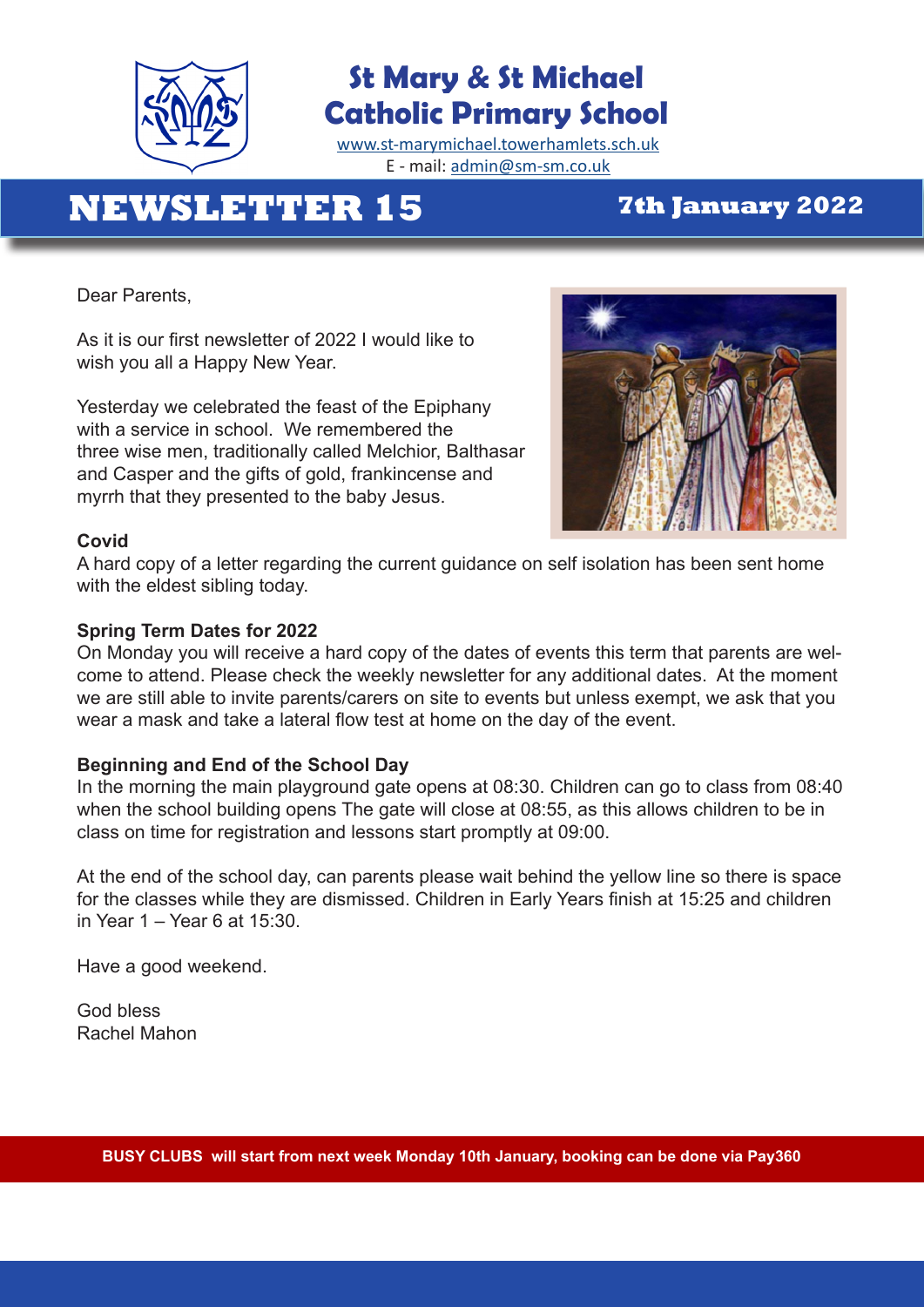# St Mary & St Michael Catholic Primary School

www.st-marymichael.towerhamlets.sch.uk
E - mail: admin@sm-sm.co.uk

## NEWSLETTER 15

**7th January 2022**

Dear Parents,

As it is our first newsletter of 2022 I would like to wish you all a Happy New Year.

Yesterday we celebrated the feast of the Epiphany with a service in school. We remembered the three wise men, traditionally called Melchior, Balthasar and Casper and the gifts of gold, frankincense and myrrh that they presented to the baby Jesus.

**Covid**

A hard copy of a letter regarding the current guidance on self isolation has been sent home with the eldest sibling today.

**Spring Term Dates for 2022**

On Monday you will receive a hard copy of the dates of events this term that parents are welcome to attend. Please check the weekly newsletter for any additional dates. At the moment we are still able to invite parents/carers on site to events but unless exempt, we ask that you wear a mask and take a lateral flow test at home on the day of the event.

**Beginning and End of the School Day**

In the morning the main playground gate opens at 08:30. Children can go to class from 08:40 when the school building opens The gate will close at 08:55, as this allows children to be in class on time for registration and lessons start promptly at 09:00.

At the end of the school day, can parents please wait behind the yellow line so there is space for the classes while they are dismissed. Children in Early Years finish at 15:25 and children in Year 1 – Year 6 at 15:30.

Have a good weekend.

God bless
Rachel Mahon

**BUSY CLUBS will start from next week Monday 10th January, booking can be done via Pay360**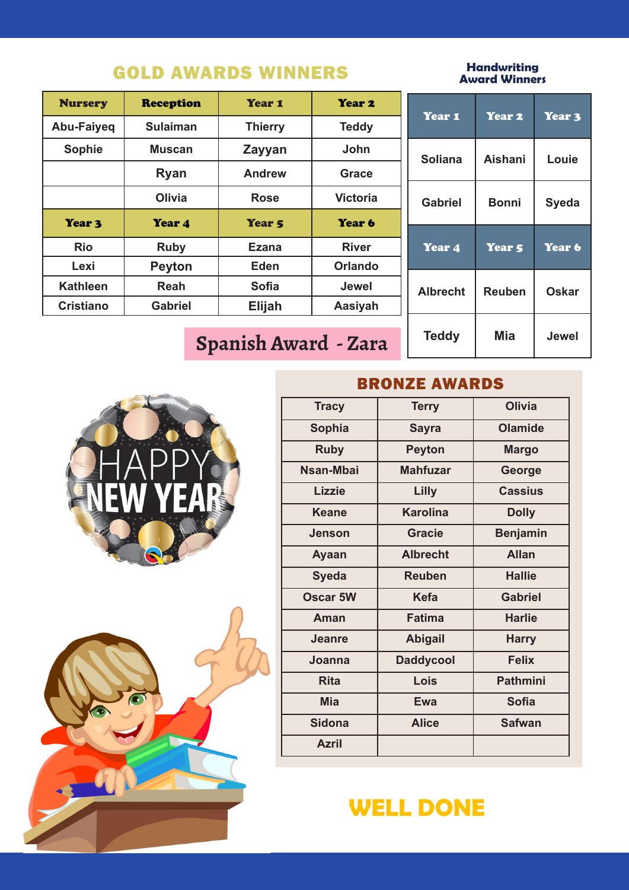## GOLD AWARDS WINNERS

| Nursery | Reception | Year 1 | Year 2 |
|---|---|---|---|
| Abu-Faiyeq | Sulaiman | Thierry | Teddy |
| Sophie | Muscan | Zayyan | John |
| | Ryan | Andrew | Grace |
| | Olivia | Rose | Victoria |
| **Year 3** | **Year 4** | **Year 5** | **Year 6** |
| Rio | Ruby | Ezana | River |
| Lexi | Peyton | Eden | Orlando |
| Kathleen | Reah | Sofia | Jewel |
| Cristiano | Gabriel | Elijah | Aasiyah |

## Handwriting Award Winners

| Year 1 | Year 2 | Year 3 |
|---|---|---|
| Soliana | Aishani | Louie |
| Gabriel | Bonni | Syeda |
| **Year 4** | **Year 5** | **Year 6** |
| Albrecht | Reuben | Oskar |
| Teddy | Mia | Jewel |

**Spanish Award - Zara**

HAPPY NEW YEAR

## BRONZE AWARDS

| | | |
|---|---|---|
| Tracy | Terry | Olivia |
| Sophia | Sayra | Olamide |
| Ruby | Peyton | Margo |
| Nsan-Mbai | Mahfuzar | George |
| Lizzie | Lilly | Cassius |
| Keane | Karolina | Dolly |
| Jenson | Gracie | Benjamin |
| Ayaan | Albrecht | Allan |
| Syeda | Reuben | Hallie |
| Oscar 5W | Kefa | Gabriel |
| Aman | Fatima | Harlie |
| Jeanre | Abigail | Harry |
| Joanna | Daddycool | Felix |
| Rita | Lois | Pathmini |
| Mia | Ewa | Sofia |
| Sidona | Alice | Safwan |
| Azril | | |

## WELL DONE